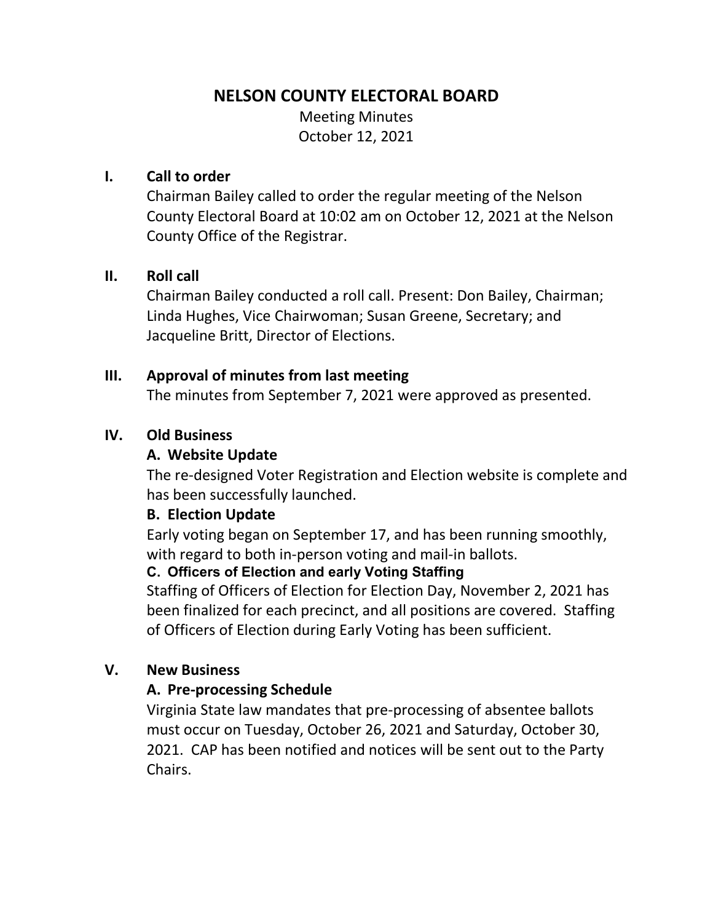# NELSON COUNTY ELECTORAL BOARD

Meeting Minutes
October 12, 2021

## I. Call to order

Chairman Bailey called to order the regular meeting of the Nelson County Electoral Board at 10:02 am on October 12, 2021 at the Nelson County Office of the Registrar.

## II. Roll call

Chairman Bailey conducted a roll call. Present: Don Bailey, Chairman; Linda Hughes, Vice Chairwoman; Susan Greene, Secretary; and Jacqueline Britt, Director of Elections.

## III. Approval of minutes from last meeting

The minutes from September 7, 2021 were approved as presented.

## IV. Old Business

### A. Website Update

The re-designed Voter Registration and Election website is complete and has been successfully launched.

### B. Election Update

Early voting began on September 17, and has been running smoothly, with regard to both in-person voting and mail-in ballots.

### C. Officers of Election and early Voting Staffing

Staffing of Officers of Election for Election Day, November 2, 2021 has been finalized for each precinct, and all positions are covered. Staffing of Officers of Election during Early Voting has been sufficient.

## V. New Business

### A. Pre-processing Schedule

Virginia State law mandates that pre-processing of absentee ballots must occur on Tuesday, October 26, 2021 and Saturday, October 30, 2021. CAP has been notified and notices will be sent out to the Party Chairs.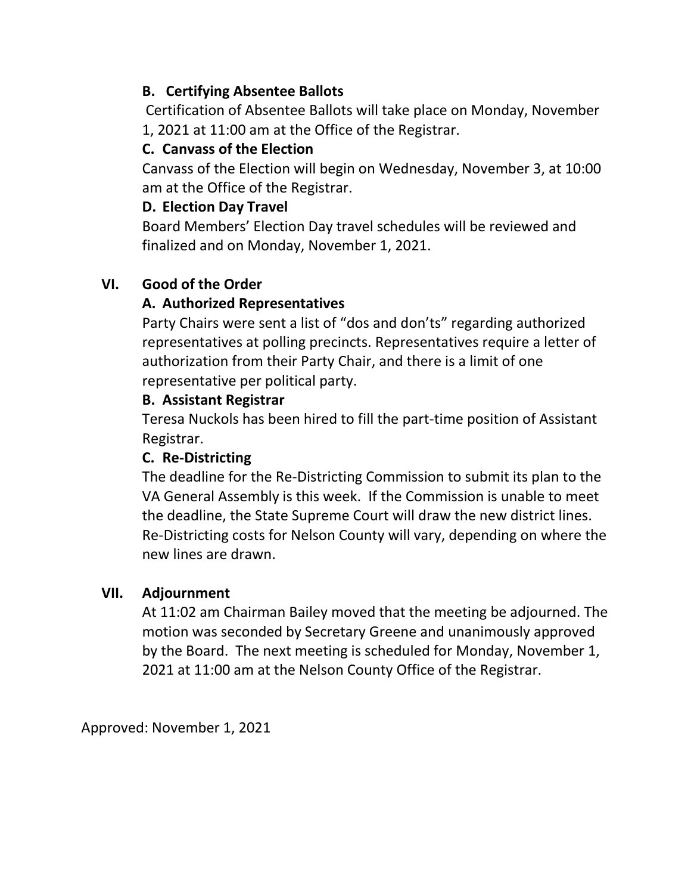**B. Certifying Absentee Ballots**

Certification of Absentee Ballots will take place on Monday, November 1, 2021 at 11:00 am at the Office of the Registrar.

**C. Canvass of the Election**

Canvass of the Election will begin on Wednesday, November 3, at 10:00 am at the Office of the Registrar.

**D. Election Day Travel**

Board Members' Election Day travel schedules will be reviewed and finalized and on Monday, November 1, 2021.

## VI. Good of the Order

**A. Authorized Representatives**

Party Chairs were sent a list of "dos and don'ts" regarding authorized representatives at polling precincts. Representatives require a letter of authorization from their Party Chair, and there is a limit of one representative per political party.

**B. Assistant Registrar**

Teresa Nuckols has been hired to fill the part-time position of Assistant Registrar.

**C. Re-Districting**

The deadline for the Re-Districting Commission to submit its plan to the VA General Assembly is this week. If the Commission is unable to meet the deadline, the State Supreme Court will draw the new district lines. Re-Districting costs for Nelson County will vary, depending on where the new lines are drawn.

## VII. Adjournment

At 11:02 am Chairman Bailey moved that the meeting be adjourned. The motion was seconded by Secretary Greene and unanimously approved by the Board. The next meeting is scheduled for Monday, November 1, 2021 at 11:00 am at the Nelson County Office of the Registrar.

Approved: November 1, 2021